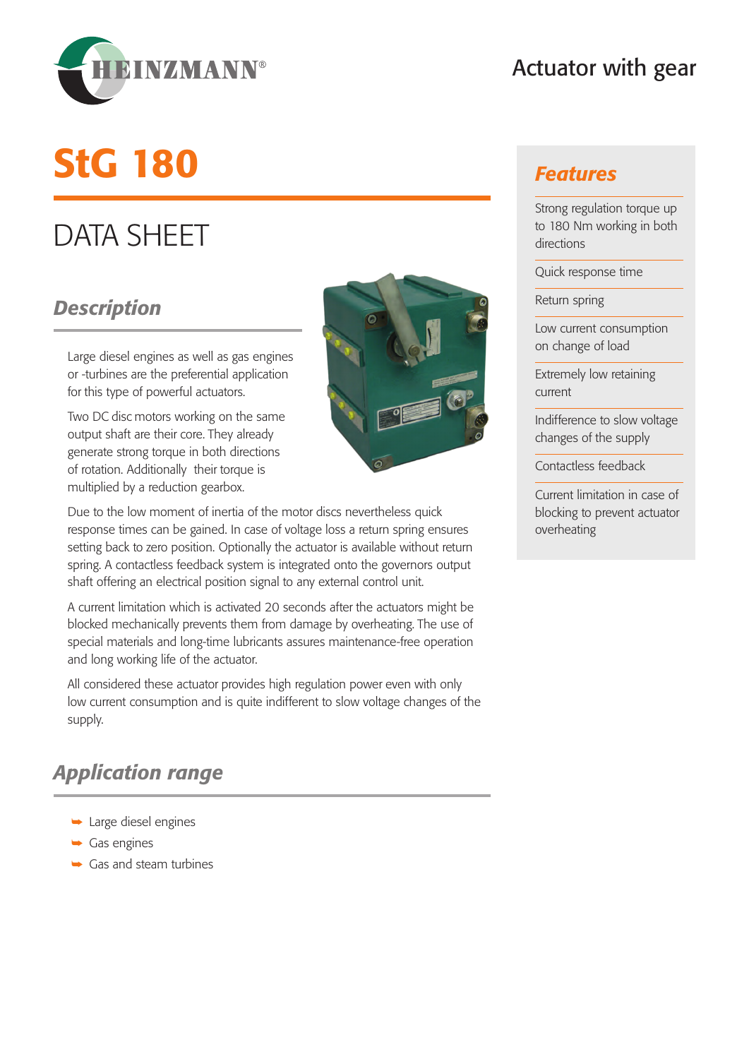# StG 180

Actuator with gear

## DATA SHEET

### Description

Large diesel engines as well as gas engines or -turbines are the preferential application for this type of powerful actuators.

Two DC disc motors working on the same output shaft are their core. They already generate strong torque in both directions of rotation. Additionally their torque is multiplied by a reduction gearbox.

Due to the low moment of inertia of the motor discs nevertheless quick response times can be gained. In case of voltage loss a return spring ensures setting back to zero position. Optionally the actuator is available without return spring. A contactless feedback system is integrated onto the governors output shaft offering an electrical position signal to any external control unit.

A current limitation which is activated 20 seconds after the actuators might be blocked mechanically prevents them from damage by overheating. The use of special materials and long-time lubricants assures maintenance-free operation and long working life of the actuator.

All considered these actuator provides high regulation power even with only low current consumption and is quite indifferent to slow voltage changes of the supply.

### Application range

- Large diesel engines
- Gas engines
- Gas and steam turbines

### Features

- Strong regulation torque up to 180 Nm working in both directions
- Quick response time
- Return spring
- Low current consumption on change of load
- Extremely low retaining current
- Indifference to slow voltage changes of the supply
- Contactless feedback
- Current limitation in case of blocking to prevent actuator overheating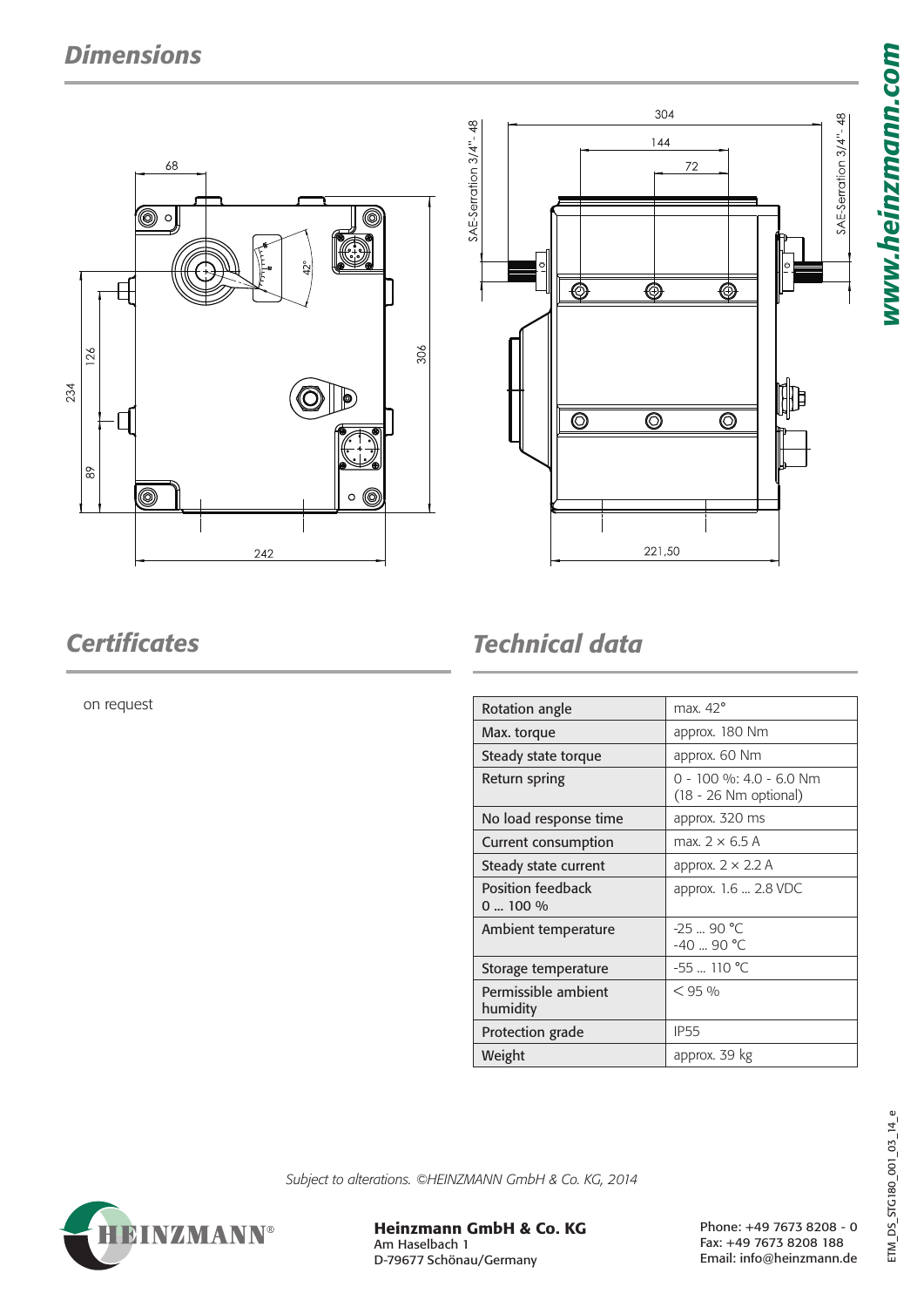## Dimensions

68

42°

126

234

89

306

242

SAE-Serration 3/4" - 48

304

144

72

SAE-Serration 3/4" - 48

221,50

## Certificates

on request

## Technical data

| | |
|---|---|
| Rotation angle | max. 42° |
| Max. torque | approx. 180 Nm |
| Steady state torque | approx. 60 Nm |
| Return spring | 0 - 100 %: 4.0 - 6.0 Nm (18 - 26 Nm optional) |
| No load response time | approx. 320 ms |
| Current consumption | max. 2 × 6.5 A |
| Steady state current | approx. 2 × 2.2 A |
| Position feedback 0 ... 100 % | approx. 1.6 ... 2.8 VDC |
| Ambient temperature | -25 ... 90 °C<br>-40 ... 90 °C |
| Storage temperature | -55 ... 110 °C |
| Permissible ambient humidity | < 95 % |
| Protection grade | IP55 |
| Weight | approx. 39 kg |

*Subject to alterations. ©HEINZMANN GmbH & Co. KG, 2014*

**Heinzmann GmbH & Co. KG**
Am Haselbach 1
D-79677 Schönau/Germany

Phone: +49 7673 8208 - 0
Fax: +49 7673 8208 188
Email: info@heinzmann.de

www.heinzmann.com

ETM_DS_STG180_001_03_14_e